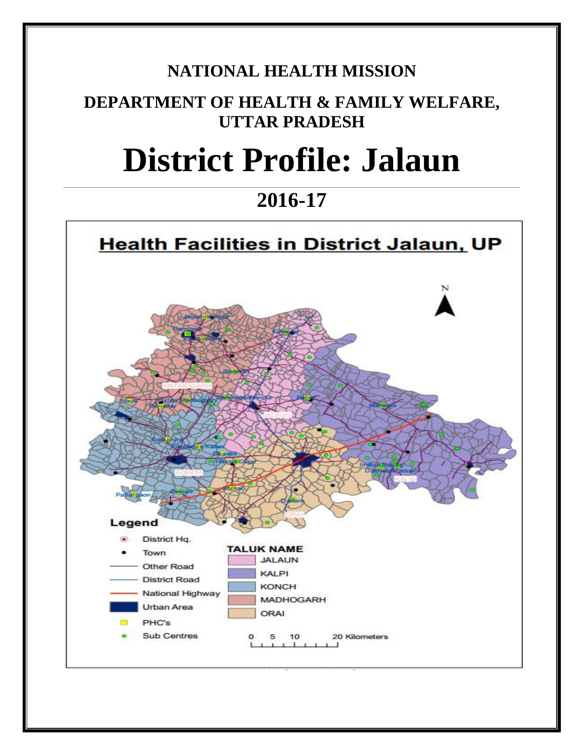**NATIONAL HEALTH MISSION**

**DEPARTMENT OF HEALTH & FAMILY WELFARE, UTTAR PRADESH**

# District Profile: Jalaun

## 2016-17

**Health Facilities in District Jalaun, UP**

Legend

- District Hq.
- Town
- Other Road
- District Road
- National Highway
- Urban Area
- PHC's
- Sub Centres

TALUK NAME

- JALAUN
- KALPI
- KONCH
- MADHOGARH
- ORAI

0 5 10 20 Kilometers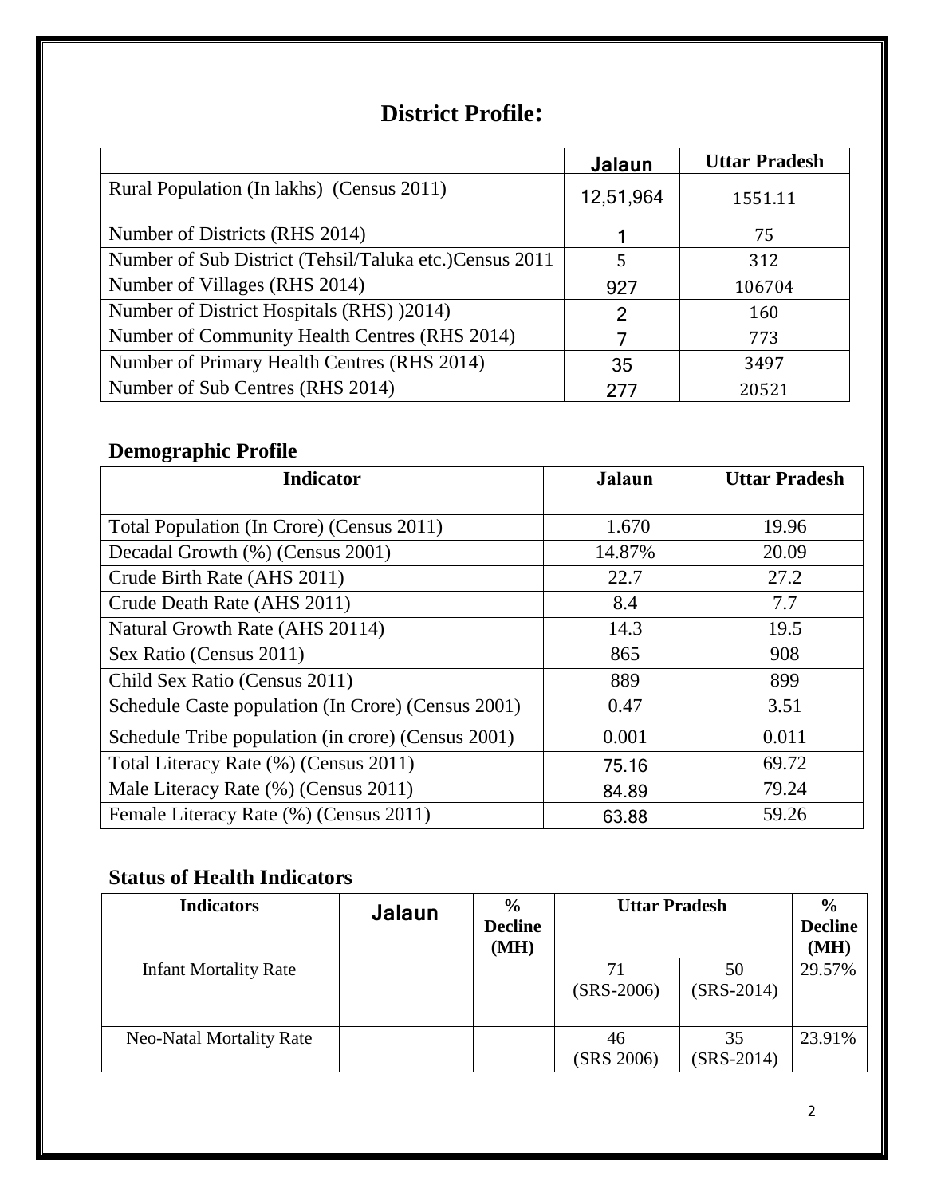# District Profile:

| | Jalaun | Uttar Pradesh |
|---|---|---|
| Rural Population (In lakhs) (Census 2011) | 12,51,964 | 1551.11 |
| Number of Districts (RHS 2014) | 1 | 75 |
| Number of Sub District (Tehsil/Taluka etc.)Census 2011 | 5 | 312 |
| Number of Villages (RHS 2014) | 927 | 106704 |
| Number of District Hospitals (RHS) )2014) | 2 | 160 |
| Number of Community Health Centres (RHS 2014) | 7 | 773 |
| Number of Primary Health Centres (RHS 2014) | 35 | 3497 |
| Number of Sub Centres (RHS 2014) | 277 | 20521 |

## Demographic Profile

| Indicator | Jalaun | Uttar Pradesh |
|---|---|---|
| Total Population (In Crore) (Census 2011) | 1.670 | 19.96 |
| Decadal Growth (%) (Census 2001) | 14.87% | 20.09 |
| Crude Birth Rate (AHS 2011) | 22.7 | 27.2 |
| Crude Death Rate (AHS 2011) | 8.4 | 7.7 |
| Natural Growth Rate (AHS 20114) | 14.3 | 19.5 |
| Sex Ratio (Census 2011) | 865 | 908 |
| Child Sex Ratio (Census 2011) | 889 | 899 |
| Schedule Caste population (In Crore) (Census 2001) | 0.47 | 3.51 |
| Schedule Tribe population (in crore) (Census 2001) | 0.001 | 0.011 |
| Total Literacy Rate (%) (Census 2011) | 75.16 | 69.72 |
| Male Literacy Rate (%) (Census 2011) | 84.89 | 79.24 |
| Female Literacy Rate (%) (Census 2011) | 63.88 | 59.26 |

## Status of Health Indicators

| Indicators | Jalaun | | % Decline (MH) | Uttar Pradesh | | % Decline (MH) |
|---|---|---|---|---|---|---|
| Infant Mortality Rate | | | | 71 (SRS-2006) | 50 (SRS-2014) | 29.57% |
| Neo-Natal Mortality Rate | | | | 46 (SRS 2006) | 35 (SRS-2014) | 23.91% |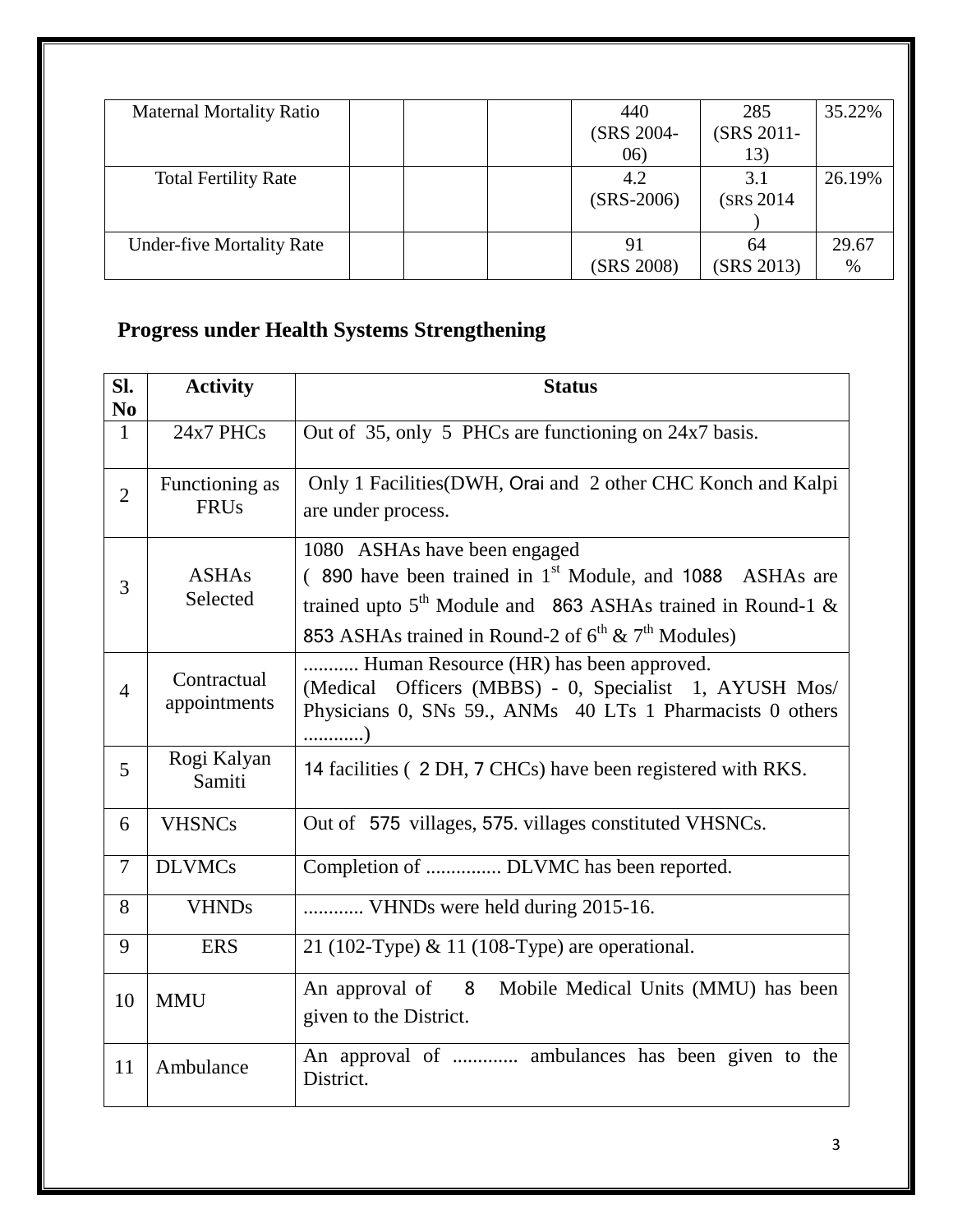| Maternal Mortality Ratio | | | | 440 (SRS 2004-06) | 285 (SRS 2011-13) | 35.22% |
|---|---|---|---|---|---|---|
| Total Fertility Rate | | | | 4.2 (SRS-2006) | 3.1 (SRS 2014 ) | 26.19% |
| Under-five Mortality Rate | | | | 91 (SRS 2008) | 64 (SRS 2013) | 29.67 % |

## Progress under Health Systems Strengthening

| Sl. No | Activity | Status |
|---|---|---|
| 1 | 24x7 PHCs | Out of 35, only 5 PHCs are functioning on 24x7 basis. |
| 2 | Functioning as FRUs | Only 1 Facilities(DWH, Orai and 2 other CHC Konch and Kalpi are under process. |
| 3 | ASHAs Selected | 1080 ASHAs have been engaged ( 890 have been trained in 1st Module, and 1088 ASHAs are trained upto 5th Module and 863 ASHAs trained in Round-1 & 853 ASHAs trained in Round-2 of 6th & 7th Modules) |
| 4 | Contractual appointments | ........... Human Resource (HR) has been approved. (Medical Officers (MBBS) - 0, Specialist 1, AYUSH Mos/ Physicians 0, SNs 59., ANMs 40 LTs 1 Pharmacists 0 others ...........) |
| 5 | Rogi Kalyan Samiti | 14 facilities ( 2 DH, 7 CHCs) have been registered with RKS. |
| 6 | VHSNCs | Out of 575 villages, 575. villages constituted VHSNCs. |
| 7 | DLVMCs | Completion of ............... DLVMC has been reported. |
| 8 | VHNDs | ............ VHNDs were held during 2015-16. |
| 9 | ERS | 21 (102-Type) & 11 (108-Type) are operational. |
| 10 | MMU | An approval of 8 Mobile Medical Units (MMU) has been given to the District. |
| 11 | Ambulance | An approval of ............. ambulances has been given to the District. |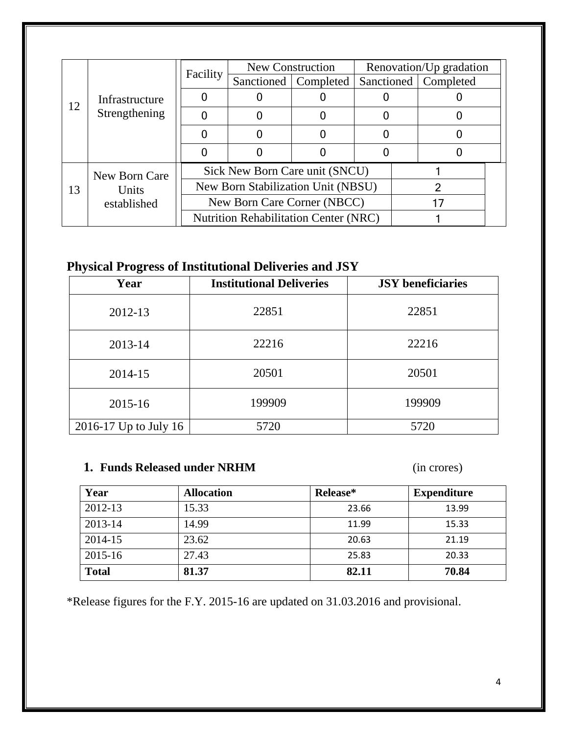| 12 | Infrastructure Strengthening | Facility | New Construction | | Renovation/Up gradation | |
|---|---|---|---|---|---|---|
| | | | Sanctioned | Completed | Sanctioned | Completed |
| | | 0 | 0 | 0 | 0 | 0 |
| | | 0 | 0 | 0 | 0 | 0 |
| | | 0 | 0 | 0 | 0 | 0 |
| | | 0 | 0 | 0 | 0 | 0 |

| 13 | New Born Care Units established | | |
|---|---|---|---|
| | | Sick New Born Care unit (SNCU) | 1 |
| | | New Born Stabilization Unit (NBSU) | 2 |
| | | New Born Care Corner (NBCC) | 17 |
| | | Nutrition Rehabilitation Center (NRC) | 1 |

## Physical Progress of Institutional Deliveries and JSY

| Year | Institutional Deliveries | JSY beneficiaries |
|---|---|---|
| 2012-13 | 22851 | 22851 |
| 2013-14 | 22216 | 22216 |
| 2014-15 | 20501 | 20501 |
| 2015-16 | 199909 | 199909 |
| 2016-17 Up to July 16 | 5720 | 5720 |

## 1. Funds Released under NRHM (in crores)

| Year | Allocation | Release* | Expenditure |
|---|---|---|---|
| 2012-13 | 15.33 | 23.66 | 13.99 |
| 2013-14 | 14.99 | 11.99 | 15.33 |
| 2014-15 | 23.62 | 20.63 | 21.19 |
| 2015-16 | 27.43 | 25.83 | 20.33 |
| **Total** | **81.37** | **82.11** | **70.84** |

*Release figures for the F.Y. 2015-16 are updated on 31.03.2016 and provisional.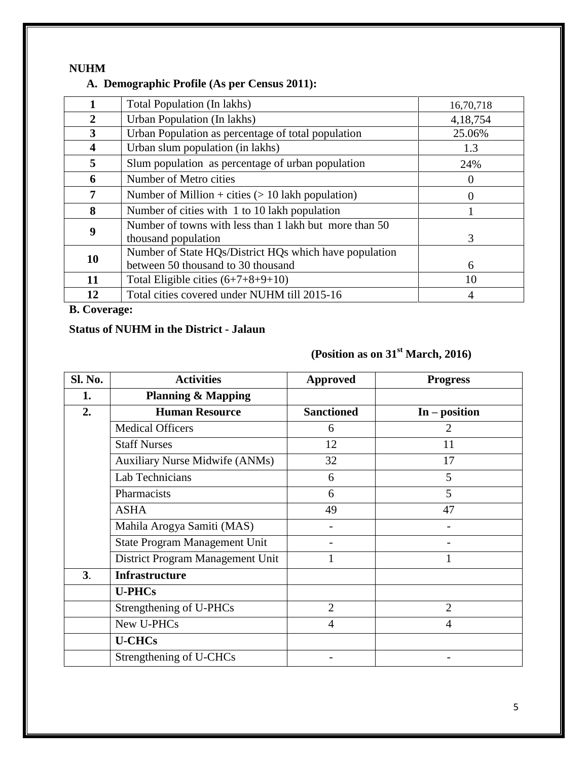**NUHM**

### A. Demographic Profile (As per Census 2011):

| | | |
|---|---|---|
| **1** | Total Population (In lakhs) | 16,70,718 |
| **2** | Urban Population (In lakhs) | 4,18,754 |
| **3** | Urban Population as percentage of total population | 25.06% |
| **4** | Urban slum population (in lakhs) | 1.3 |
| **5** | Slum population as percentage of urban population | 24% |
| **6** | Number of Metro cities | 0 |
| **7** | Number of Million + cities (> 10 lakh population) | 0 |
| **8** | Number of cities with 1 to 10 lakh population | 1 |
| **9** | Number of towns with less than 1 lakh but more than 50 thousand population | 3 |
| **10** | Number of State HQs/District HQs which have population between 50 thousand to 30 thousand | 6 |
| **11** | Total Eligible cities (6+7+8+9+10) | 10 |
| **12** | Total cities covered under NUHM till 2015-16 | 4 |

**B. Coverage:**

**Status of NUHM in the District - Jalaun**

**(Position as on 31st March, 2016)**

| Sl. No. | Activities | Approved | Progress |
|---|---|---|---|
| **1.** | **Planning & Mapping** | | |
| **2.** | **Human Resource** | **Sanctioned** | **In – position** |
| | Medical Officers | 6 | 2 |
| | Staff Nurses | 12 | 11 |
| | Auxiliary Nurse Midwife (ANMs) | 32 | 17 |
| | Lab Technicians | 6 | 5 |
| | Pharmacists | 6 | 5 |
| | ASHA | 49 | 47 |
| | Mahila Arogya Samiti (MAS) | - | - |
| | State Program Management Unit | - | - |
| | District Program Management Unit | 1 | 1 |
| **3**. | **Infrastructure** | | |
| | **U-PHCs** | | |
| | Strengthening of U-PHCs | 2 | 2 |
| | New U-PHCs | 4 | 4 |
| | **U-CHCs** | | |
| | Strengthening of U-CHCs | - | - |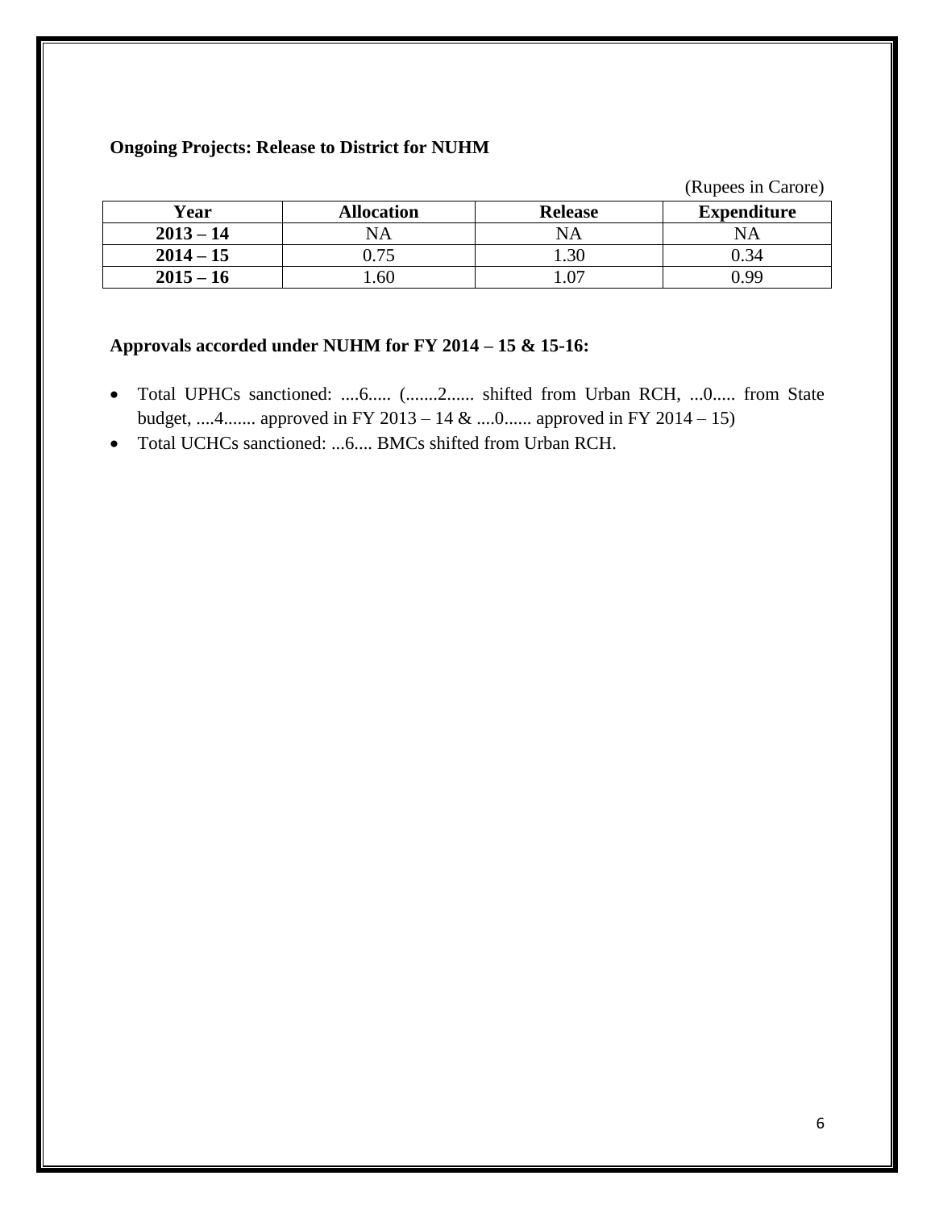**Ongoing Projects: Release to District for NUHM**

(Rupees in Carore)

| Year | Allocation | Release | Expenditure |
|---|---|---|---|
| **2013 – 14** | NA | NA | NA |
| **2014 – 15** | 0.75 | 1.30 | 0.34 |
| **2015 – 16** | 1.60 | 1.07 | 0.99 |

**Approvals accorded under NUHM for FY 2014 – 15 & 15-16:**

- Total UPHCs sanctioned: ....6..... (.......2...... shifted from Urban RCH, ...0..... from State budget, ....4....... approved in FY 2013 – 14 & ....0...... approved in FY 2014 – 15)
- Total UCHCs sanctioned: ...6.... BMCs shifted from Urban RCH.